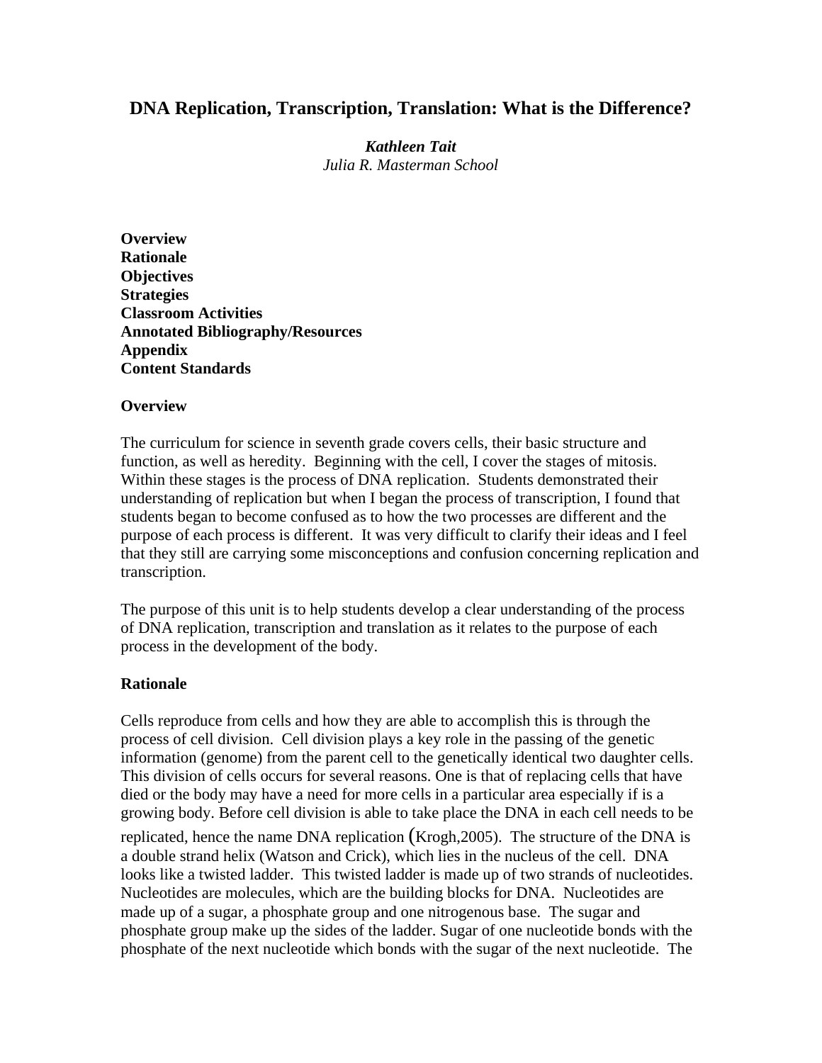# DNA Replication, Transcription, Translation: What is the Difference?

***Kathleen Tait***
*Julia R. Masterman School*

**Overview**
**Rationale**
**Objectives**
**Strategies**
**Classroom Activities**
**Annotated Bibliography/Resources**
**Appendix**
**Content Standards**

## Overview

The curriculum for science in seventh grade covers cells, their basic structure and function, as well as heredity. Beginning with the cell, I cover the stages of mitosis. Within these stages is the process of DNA replication. Students demonstrated their understanding of replication but when I began the process of transcription, I found that students began to become confused as to how the two processes are different and the purpose of each process is different. It was very difficult to clarify their ideas and I feel that they still are carrying some misconceptions and confusion concerning replication and transcription.

The purpose of this unit is to help students develop a clear understanding of the process of DNA replication, transcription and translation as it relates to the purpose of each process in the development of the body.

## Rationale

Cells reproduce from cells and how they are able to accomplish this is through the process of cell division. Cell division plays a key role in the passing of the genetic information (genome) from the parent cell to the genetically identical two daughter cells. This division of cells occurs for several reasons. One is that of replacing cells that have died or the body may have a need for more cells in a particular area especially if is a growing body. Before cell division is able to take place the DNA in each cell needs to be replicated, hence the name DNA replication (Krogh,2005). The structure of the DNA is a double strand helix (Watson and Crick), which lies in the nucleus of the cell. DNA looks like a twisted ladder. This twisted ladder is made up of two strands of nucleotides. Nucleotides are molecules, which are the building blocks for DNA. Nucleotides are made up of a sugar, a phosphate group and one nitrogenous base. The sugar and phosphate group make up the sides of the ladder. Sugar of one nucleotide bonds with the phosphate of the next nucleotide which bonds with the sugar of the next nucleotide. The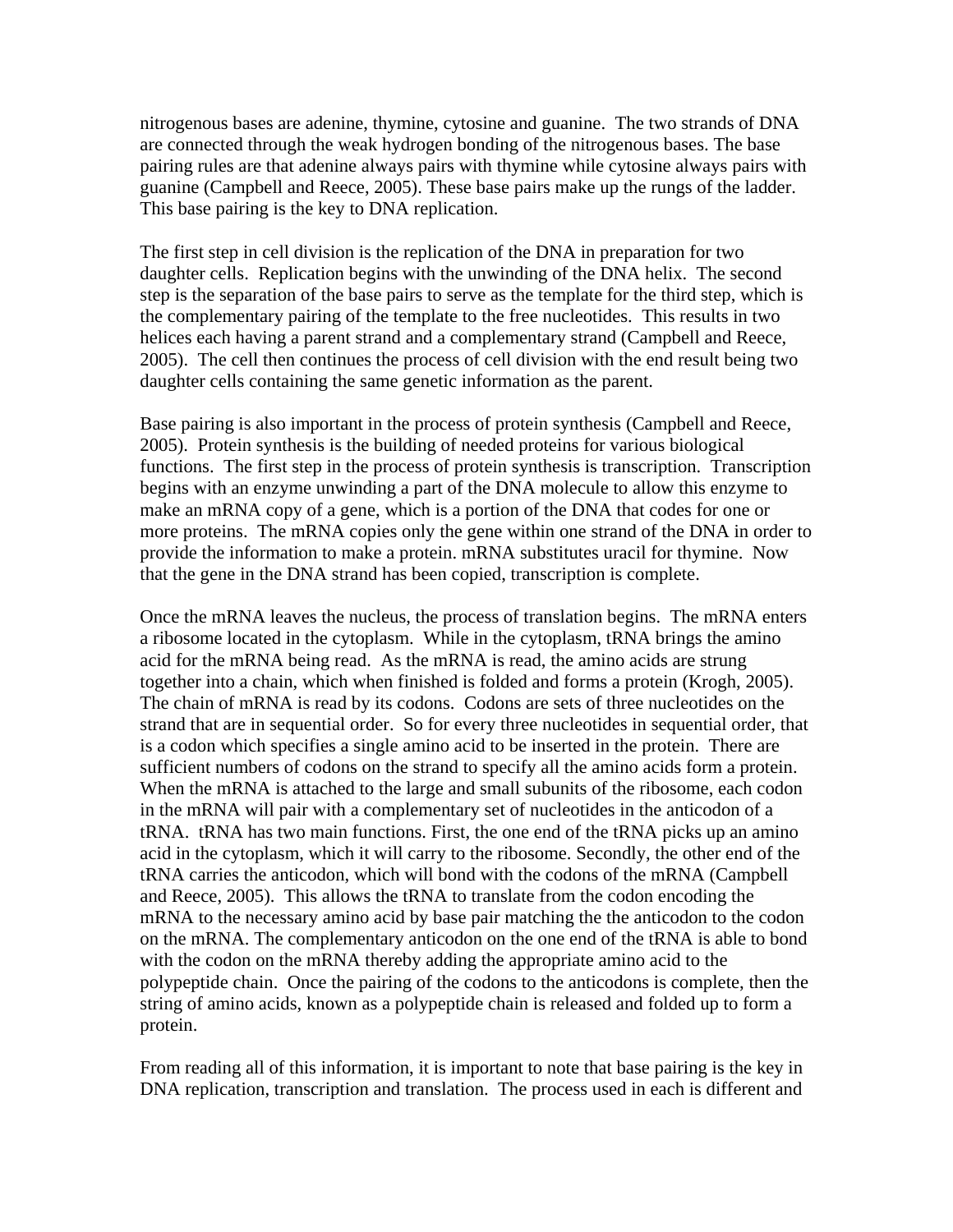nitrogenous bases are adenine, thymine, cytosine and guanine. The two strands of DNA are connected through the weak hydrogen bonding of the nitrogenous bases. The base pairing rules are that adenine always pairs with thymine while cytosine always pairs with guanine (Campbell and Reece, 2005). These base pairs make up the rungs of the ladder. This base pairing is the key to DNA replication.

The first step in cell division is the replication of the DNA in preparation for two daughter cells. Replication begins with the unwinding of the DNA helix. The second step is the separation of the base pairs to serve as the template for the third step, which is the complementary pairing of the template to the free nucleotides. This results in two helices each having a parent strand and a complementary strand (Campbell and Reece, 2005). The cell then continues the process of cell division with the end result being two daughter cells containing the same genetic information as the parent.

Base pairing is also important in the process of protein synthesis (Campbell and Reece, 2005). Protein synthesis is the building of needed proteins for various biological functions. The first step in the process of protein synthesis is transcription. Transcription begins with an enzyme unwinding a part of the DNA molecule to allow this enzyme to make an mRNA copy of a gene, which is a portion of the DNA that codes for one or more proteins. The mRNA copies only the gene within one strand of the DNA in order to provide the information to make a protein. mRNA substitutes uracil for thymine. Now that the gene in the DNA strand has been copied, transcription is complete.

Once the mRNA leaves the nucleus, the process of translation begins. The mRNA enters a ribosome located in the cytoplasm. While in the cytoplasm, tRNA brings the amino acid for the mRNA being read. As the mRNA is read, the amino acids are strung together into a chain, which when finished is folded and forms a protein (Krogh, 2005). The chain of mRNA is read by its codons. Codons are sets of three nucleotides on the strand that are in sequential order. So for every three nucleotides in sequential order, that is a codon which specifies a single amino acid to be inserted in the protein. There are sufficient numbers of codons on the strand to specify all the amino acids form a protein. When the mRNA is attached to the large and small subunits of the ribosome, each codon in the mRNA will pair with a complementary set of nucleotides in the anticodon of a tRNA. tRNA has two main functions. First, the one end of the tRNA picks up an amino acid in the cytoplasm, which it will carry to the ribosome. Secondly, the other end of the tRNA carries the anticodon, which will bond with the codons of the mRNA (Campbell and Reece, 2005). This allows the tRNA to translate from the codon encoding the mRNA to the necessary amino acid by base pair matching the the anticodon to the codon on the mRNA. The complementary anticodon on the one end of the tRNA is able to bond with the codon on the mRNA thereby adding the appropriate amino acid to the polypeptide chain. Once the pairing of the codons to the anticodons is complete, then the string of amino acids, known as a polypeptide chain is released and folded up to form a protein.

From reading all of this information, it is important to note that base pairing is the key in DNA replication, transcription and translation. The process used in each is different and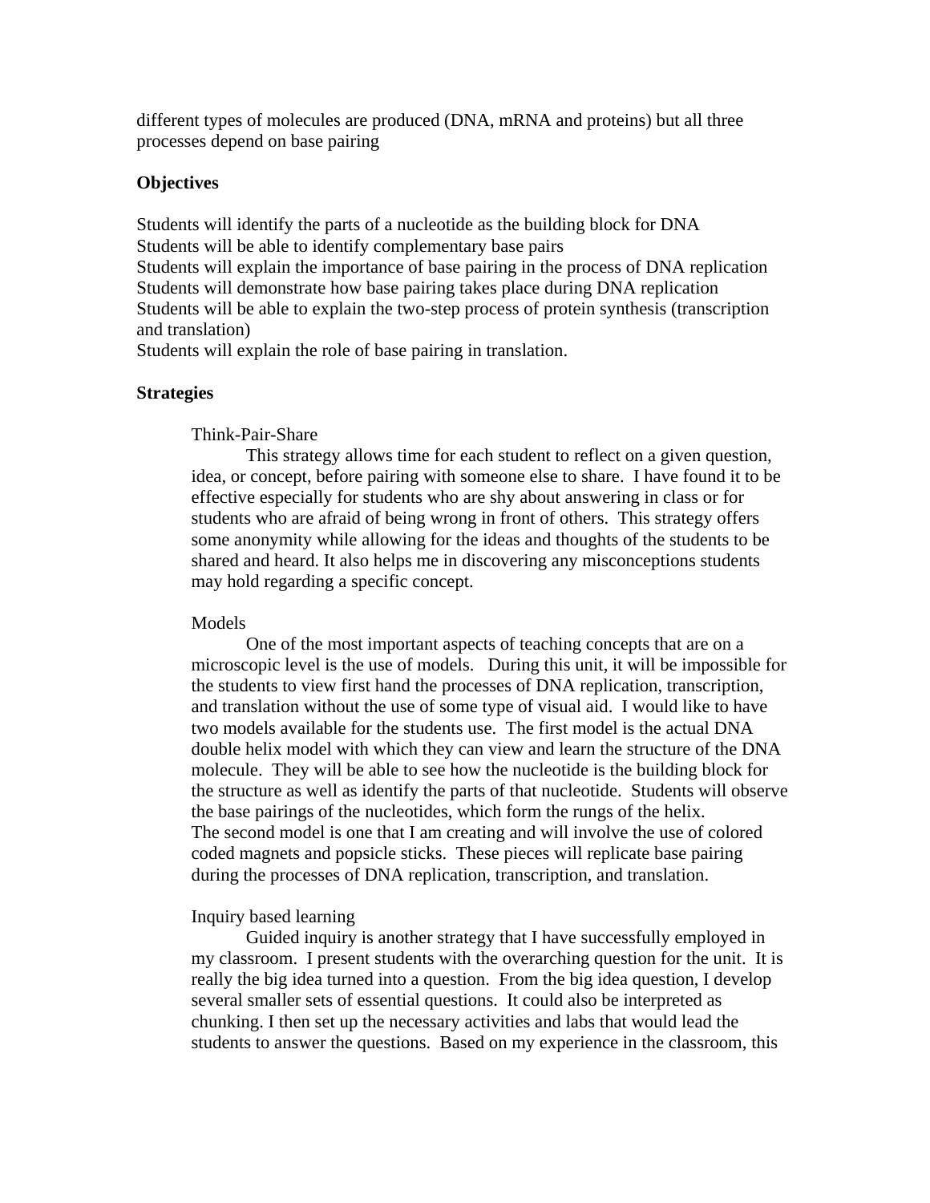different types of molecules are produced (DNA, mRNA and proteins) but all three processes depend on base pairing

**Objectives**

Students will identify the parts of a nucleotide as the building block for DNA
Students will be able to identify complementary base pairs
Students will explain the importance of base pairing in the process of DNA replication
Students will demonstrate how base pairing takes place during DNA replication
Students will be able to explain the two-step process of protein synthesis (transcription and translation)
Students will explain the role of base pairing in translation.

**Strategies**

Think-Pair-Share

This strategy allows time for each student to reflect on a given question, idea, or concept, before pairing with someone else to share. I have found it to be effective especially for students who are shy about answering in class or for students who are afraid of being wrong in front of others. This strategy offers some anonymity while allowing for the ideas and thoughts of the students to be shared and heard. It also helps me in discovering any misconceptions students may hold regarding a specific concept.

Models

One of the most important aspects of teaching concepts that are on a microscopic level is the use of models. During this unit, it will be impossible for the students to view first hand the processes of DNA replication, transcription, and translation without the use of some type of visual aid. I would like to have two models available for the students use. The first model is the actual DNA double helix model with which they can view and learn the structure of the DNA molecule. They will be able to see how the nucleotide is the building block for the structure as well as identify the parts of that nucleotide. Students will observe the base pairings of the nucleotides, which form the rungs of the helix.
The second model is one that I am creating and will involve the use of colored coded magnets and popsicle sticks. These pieces will replicate base pairing during the processes of DNA replication, transcription, and translation.

Inquiry based learning

Guided inquiry is another strategy that I have successfully employed in my classroom. I present students with the overarching question for the unit. It is really the big idea turned into a question. From the big idea question, I develop several smaller sets of essential questions. It could also be interpreted as chunking. I then set up the necessary activities and labs that would lead the students to answer the questions. Based on my experience in the classroom, this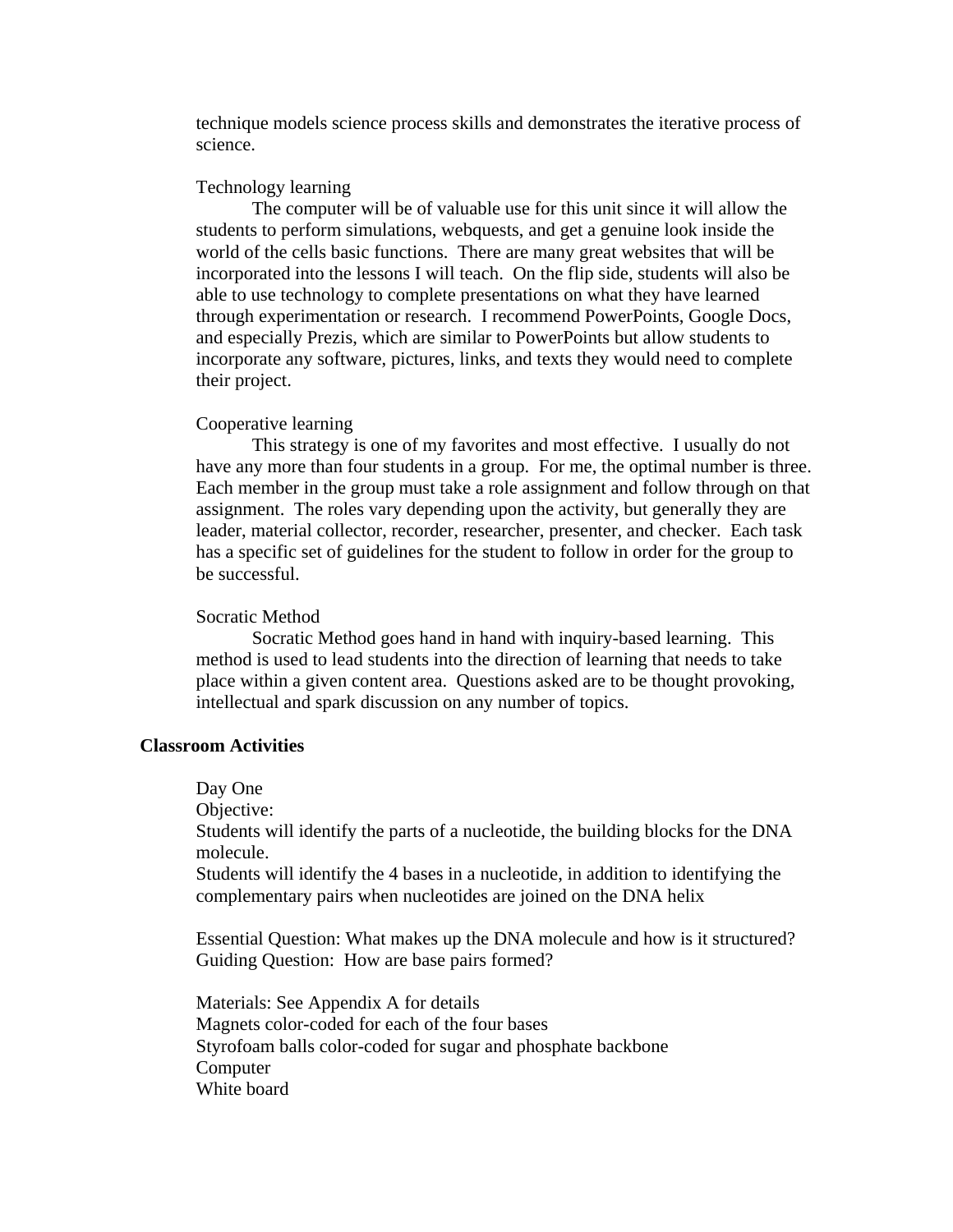technique models science process skills and demonstrates the iterative process of science.

Technology learning

The computer will be of valuable use for this unit since it will allow the students to perform simulations, webquests, and get a genuine look inside the world of the cells basic functions. There are many great websites that will be incorporated into the lessons I will teach. On the flip side, students will also be able to use technology to complete presentations on what they have learned through experimentation or research. I recommend PowerPoints, Google Docs, and especially Prezis, which are similar to PowerPoints but allow students to incorporate any software, pictures, links, and texts they would need to complete their project.

Cooperative learning

This strategy is one of my favorites and most effective. I usually do not have any more than four students in a group. For me, the optimal number is three. Each member in the group must take a role assignment and follow through on that assignment. The roles vary depending upon the activity, but generally they are leader, material collector, recorder, researcher, presenter, and checker. Each task has a specific set of guidelines for the student to follow in order for the group to be successful.

Socratic Method

Socratic Method goes hand in hand with inquiry-based learning. This method is used to lead students into the direction of learning that needs to take place within a given content area. Questions asked are to be thought provoking, intellectual and spark discussion on any number of topics.

**Classroom Activities**

Day One

Objective:

Students will identify the parts of a nucleotide, the building blocks for the DNA molecule.

Students will identify the 4 bases in a nucleotide, in addition to identifying the complementary pairs when nucleotides are joined on the DNA helix

Essential Question: What makes up the DNA molecule and how is it structured?

Guiding Question: How are base pairs formed?

Materials: See Appendix A for details

Magnets color-coded for each of the four bases

Styrofoam balls color-coded for sugar and phosphate backbone

Computer

White board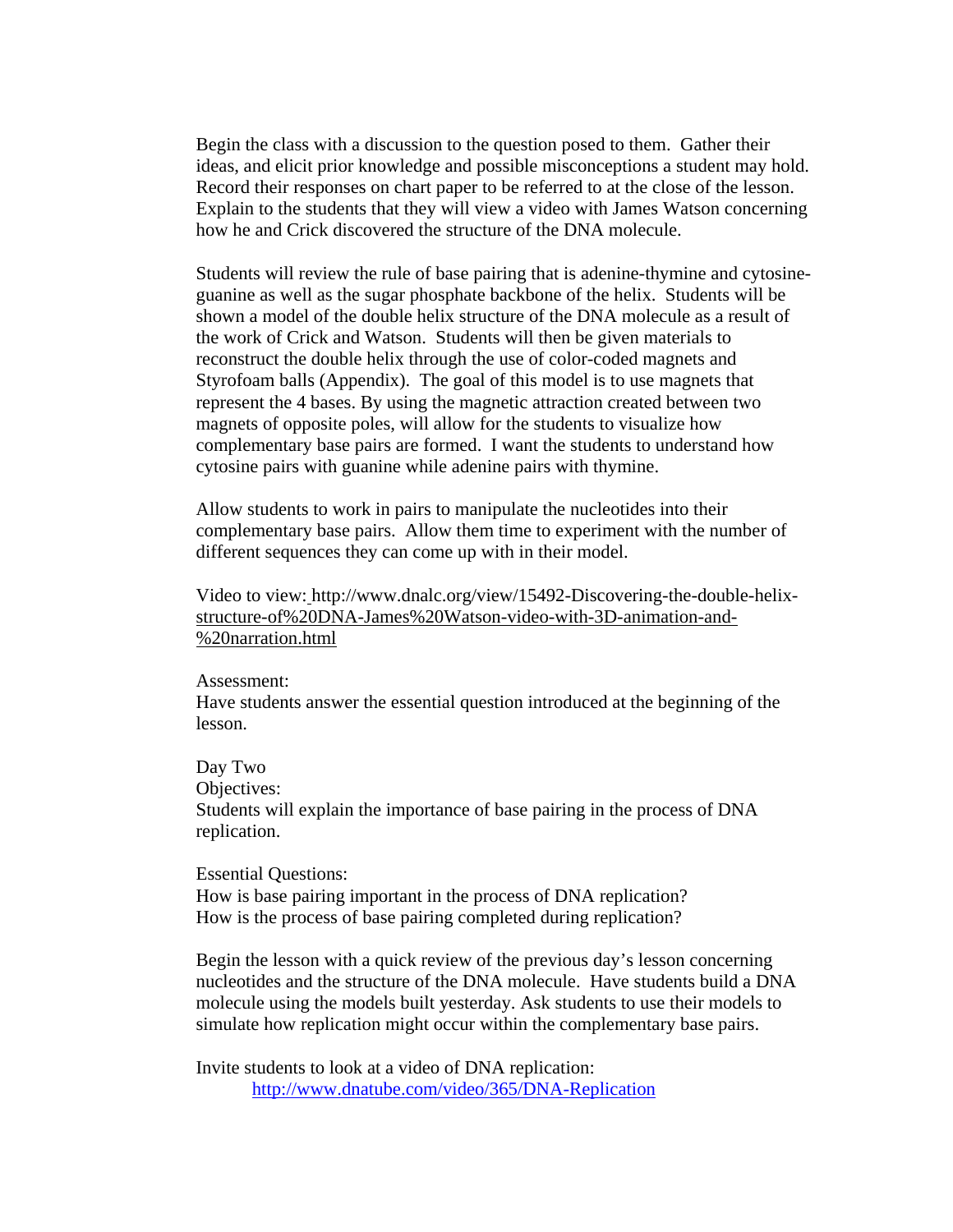Begin the class with a discussion to the question posed to them. Gather their ideas, and elicit prior knowledge and possible misconceptions a student may hold. Record their responses on chart paper to be referred to at the close of the lesson. Explain to the students that they will view a video with James Watson concerning how he and Crick discovered the structure of the DNA molecule.

Students will review the rule of base pairing that is adenine-thymine and cytosine-guanine as well as the sugar phosphate backbone of the helix. Students will be shown a model of the double helix structure of the DNA molecule as a result of the work of Crick and Watson. Students will then be given materials to reconstruct the double helix through the use of color-coded magnets and Styrofoam balls (Appendix). The goal of this model is to use magnets that represent the 4 bases. By using the magnetic attraction created between two magnets of opposite poles, will allow for the students to visualize how complementary base pairs are formed. I want the students to understand how cytosine pairs with guanine while adenine pairs with thymine.

Allow students to work in pairs to manipulate the nucleotides into their complementary base pairs. Allow them time to experiment with the number of different sequences they can come up with in their model.

Video to view: http://www.dnalc.org/view/15492-Discovering-the-double-helix-structure-of%20DNA-James%20Watson-video-with-3D-animation-and-%20narration.html

Assessment:
Have students answer the essential question introduced at the beginning of the lesson.

Day Two
Objectives:
Students will explain the importance of base pairing in the process of DNA replication.

Essential Questions:
How is base pairing important in the process of DNA replication?
How is the process of base pairing completed during replication?

Begin the lesson with a quick review of the previous day's lesson concerning nucleotides and the structure of the DNA molecule. Have students build a DNA molecule using the models built yesterday. Ask students to use their models to simulate how replication might occur within the complementary base pairs.

Invite students to look at a video of DNA replication:
http://www.dnatube.com/video/365/DNA-Replication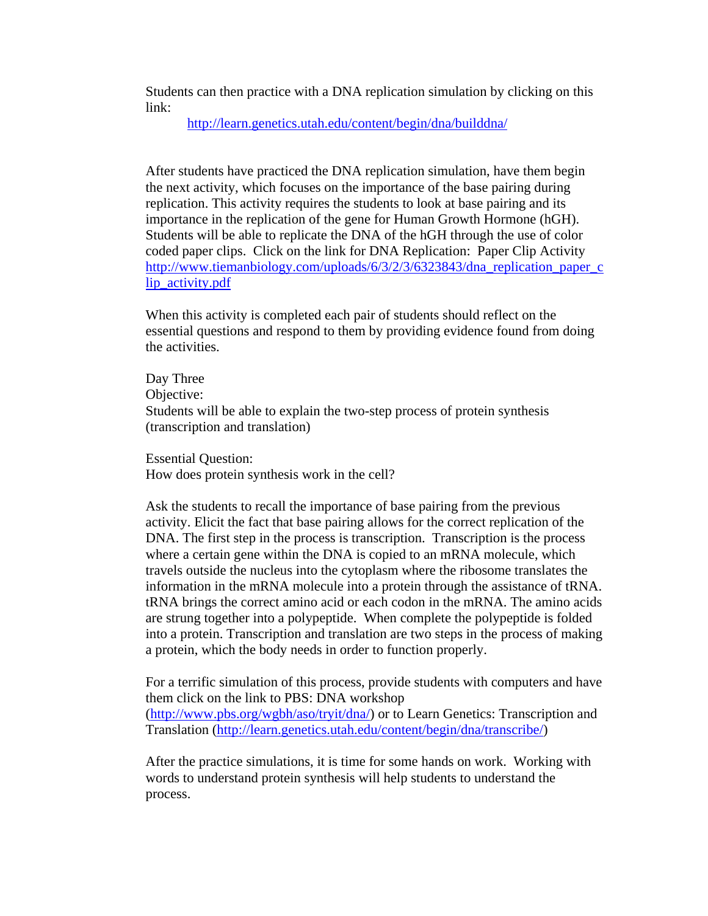Students can then practice with a DNA replication simulation by clicking on this link:

http://learn.genetics.utah.edu/content/begin/dna/builddna/

After students have practiced the DNA replication simulation, have them begin the next activity, which focuses on the importance of the base pairing during replication. This activity requires the students to look at base pairing and its importance in the replication of the gene for Human Growth Hormone (hGH). Students will be able to replicate the DNA of the hGH through the use of color coded paper clips. Click on the link for DNA Replication: Paper Clip Activity http://www.tiemanbiology.com/uploads/6/3/2/3/6323843/dna_replication_paper_clip_activity.pdf

When this activity is completed each pair of students should reflect on the essential questions and respond to them by providing evidence found from doing the activities.

Day Three

Objective:

Students will be able to explain the two-step process of protein synthesis (transcription and translation)

Essential Question:

How does protein synthesis work in the cell?

Ask the students to recall the importance of base pairing from the previous activity. Elicit the fact that base pairing allows for the correct replication of the DNA. The first step in the process is transcription. Transcription is the process where a certain gene within the DNA is copied to an mRNA molecule, which travels outside the nucleus into the cytoplasm where the ribosome translates the information in the mRNA molecule into a protein through the assistance of tRNA. tRNA brings the correct amino acid or each codon in the mRNA. The amino acids are strung together into a polypeptide. When complete the polypeptide is folded into a protein. Transcription and translation are two steps in the process of making a protein, which the body needs in order to function properly.

For a terrific simulation of this process, provide students with computers and have them click on the link to PBS: DNA workshop (http://www.pbs.org/wgbh/aso/tryit/dna/) or to Learn Genetics: Transcription and Translation (http://learn.genetics.utah.edu/content/begin/dna/transcribe/)

After the practice simulations, it is time for some hands on work. Working with words to understand protein synthesis will help students to understand the process.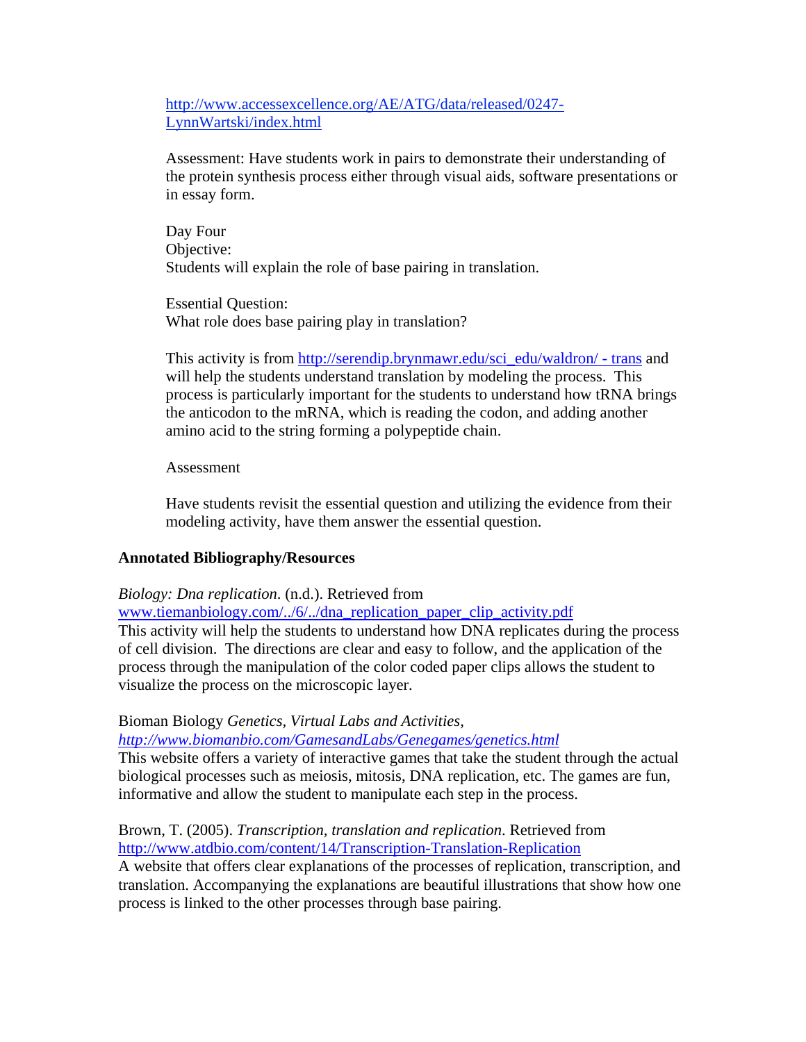http://www.accessexcellence.org/AE/ATG/data/released/0247-LynnWartski/index.html

Assessment: Have students work in pairs to demonstrate their understanding of the protein synthesis process either through visual aids, software presentations or in essay form.

Day Four
Objective:
Students will explain the role of base pairing in translation.

Essential Question:
What role does base pairing play in translation?

This activity is from http://serendip.brynmawr.edu/sci_edu/waldron/ - trans and will help the students understand translation by modeling the process. This process is particularly important for the students to understand how tRNA brings the anticodon to the mRNA, which is reading the codon, and adding another amino acid to the string forming a polypeptide chain.

Assessment

Have students revisit the essential question and utilizing the evidence from their modeling activity, have them answer the essential question.

**Annotated Bibliography/Resources**

*Biology: Dna replication*. (n.d.). Retrieved from www.tiemanbiology.com/../6/../dna_replication_paper_clip_activity.pdf
This activity will help the students to understand how DNA replicates during the process of cell division. The directions are clear and easy to follow, and the application of the process through the manipulation of the color coded paper clips allows the student to visualize the process on the microscopic layer.

Bioman Biology *Genetics, Virtual Labs and Activities, http://www.biomanbio.com/GamesandLabs/Genegames/genetics.html*
This website offers a variety of interactive games that take the student through the actual biological processes such as meiosis, mitosis, DNA replication, etc. The games are fun, informative and allow the student to manipulate each step in the process.

Brown, T. (2005). *Transcription, translation and replication*. Retrieved from http://www.atdbio.com/content/14/Transcription-Translation-Replication
A website that offers clear explanations of the processes of replication, transcription, and translation. Accompanying the explanations are beautiful illustrations that show how one process is linked to the other processes through base pairing.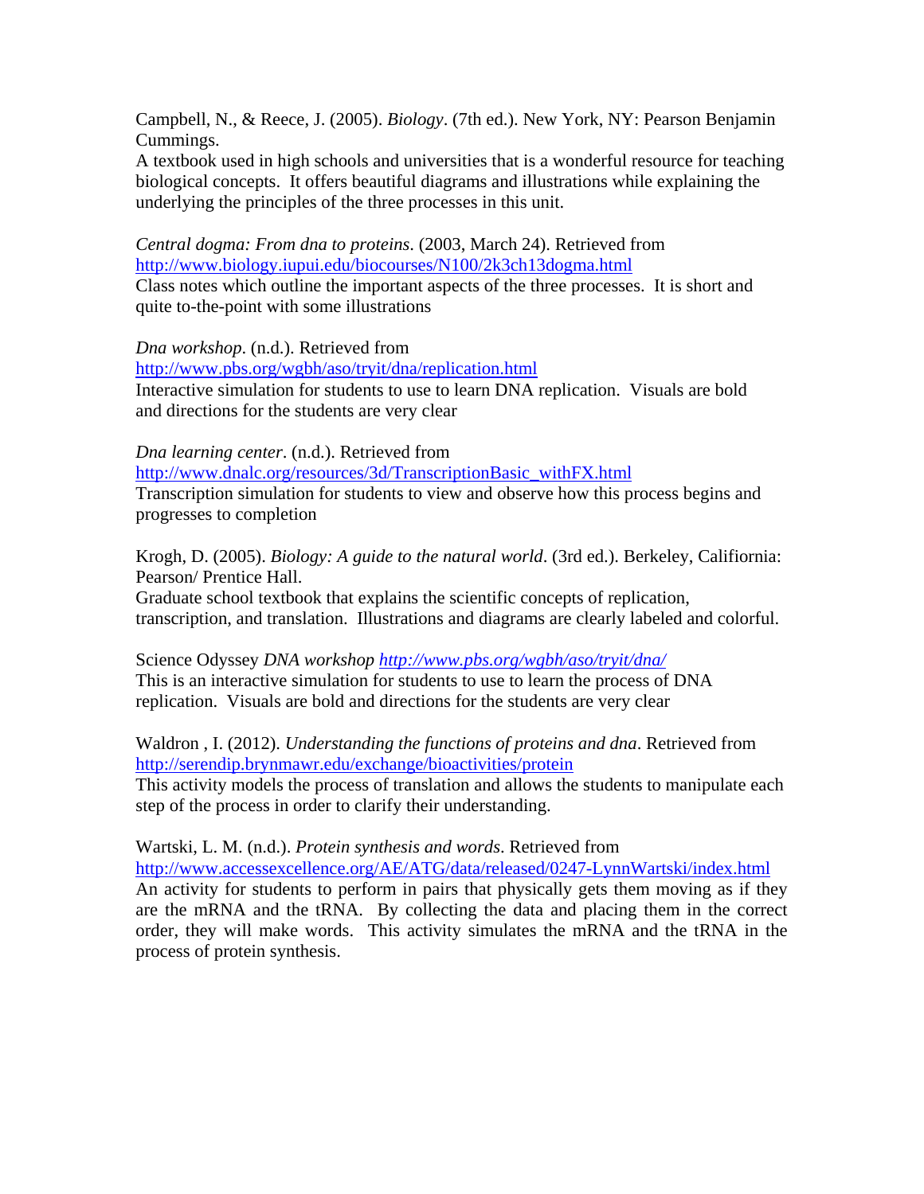Campbell, N., & Reece, J. (2005). *Biology*. (7th ed.). New York, NY: Pearson Benjamin Cummings.
A textbook used in high schools and universities that is a wonderful resource for teaching biological concepts. It offers beautiful diagrams and illustrations while explaining the underlying the principles of the three processes in this unit.

*Central dogma: From dna to proteins*. (2003, March 24). Retrieved from http://www.biology.iupui.edu/biocourses/N100/2k3ch13dogma.html
Class notes which outline the important aspects of the three processes. It is short and quite to-the-point with some illustrations

*Dna workshop*. (n.d.). Retrieved from http://www.pbs.org/wgbh/aso/tryit/dna/replication.html
Interactive simulation for students to use to learn DNA replication. Visuals are bold and directions for the students are very clear

*Dna learning center*. (n.d.). Retrieved from http://www.dnalc.org/resources/3d/TranscriptionBasic_withFX.html
Transcription simulation for students to view and observe how this process begins and progresses to completion

Krogh, D. (2005). *Biology: A guide to the natural world*. (3rd ed.). Berkeley, Califiornia: Pearson/ Prentice Hall.
Graduate school textbook that explains the scientific concepts of replication, transcription, and translation. Illustrations and diagrams are clearly labeled and colorful.

Science Odyssey *DNA workshop* *http://www.pbs.org/wgbh/aso/tryit/dna/*
This is an interactive simulation for students to use to learn the process of DNA replication. Visuals are bold and directions for the students are very clear

Waldron , I. (2012). *Understanding the functions of proteins and dna*. Retrieved from http://serendip.brynmawr.edu/exchange/bioactivities/protein
This activity models the process of translation and allows the students to manipulate each step of the process in order to clarify their understanding.

Wartski, L. M. (n.d.). *Protein synthesis and words*. Retrieved from http://www.accessexcellence.org/AE/ATG/data/released/0247-LynnWartski/index.html
An activity for students to perform in pairs that physically gets them moving as if they are the mRNA and the tRNA. By collecting the data and placing them in the correct order, they will make words. This activity simulates the mRNA and the tRNA in the process of protein synthesis.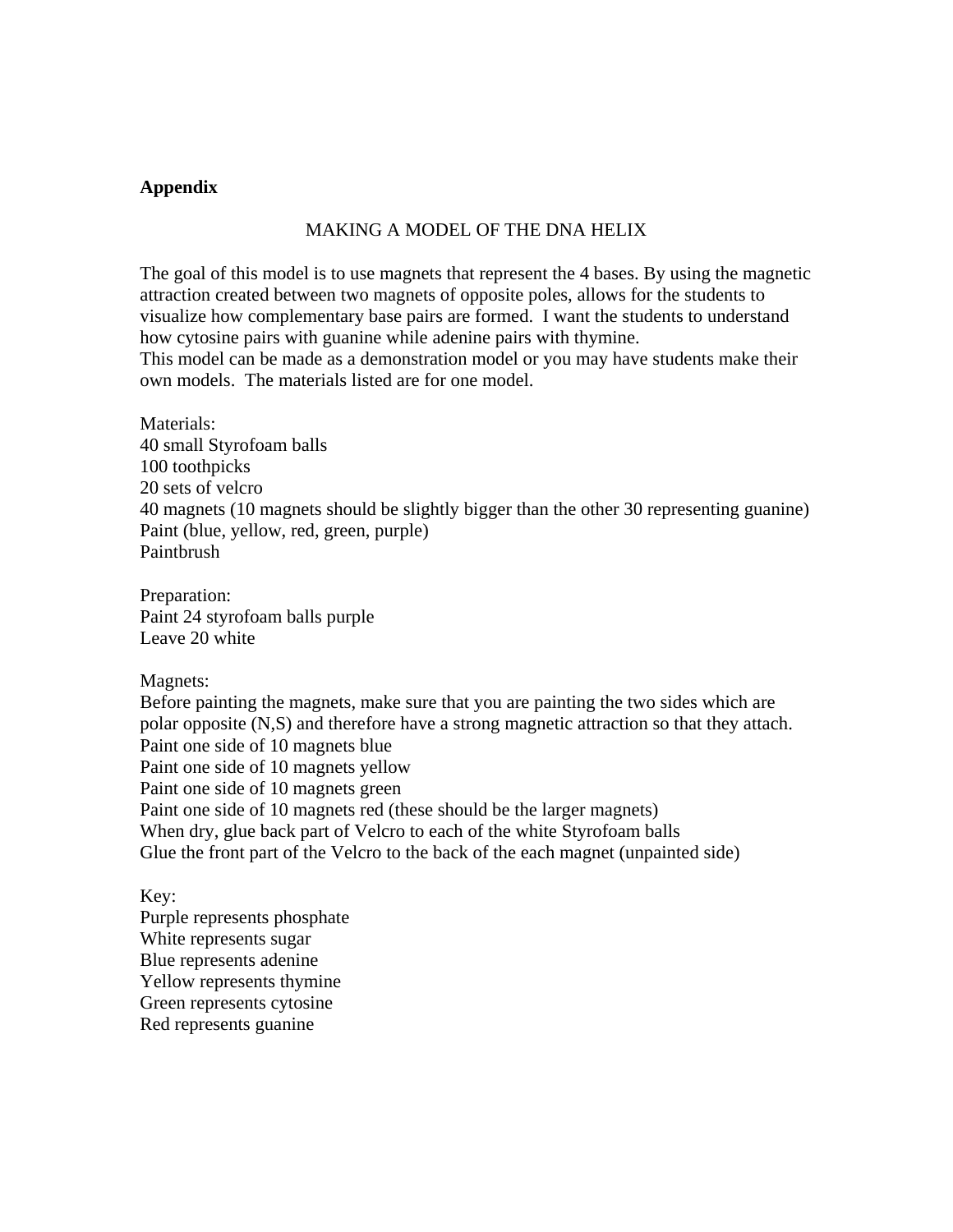**Appendix**

MAKING A MODEL OF THE DNA HELIX

The goal of this model is to use magnets that represent the 4 bases. By using the magnetic attraction created between two magnets of opposite poles, allows for the students to visualize how complementary base pairs are formed. I want the students to understand how cytosine pairs with guanine while adenine pairs with thymine.
This model can be made as a demonstration model or you may have students make their own models. The materials listed are for one model.

Materials:
40 small Styrofoam balls
100 toothpicks
20 sets of velcro
40 magnets (10 magnets should be slightly bigger than the other 30 representing guanine)
Paint (blue, yellow, red, green, purple)
Paintbrush

Preparation:
Paint 24 styrofoam balls purple
Leave 20 white

Magnets:
Before painting the magnets, make sure that you are painting the two sides which are polar opposite (N,S) and therefore have a strong magnetic attraction so that they attach.
Paint one side of 10 magnets blue
Paint one side of 10 magnets yellow
Paint one side of 10 magnets green
Paint one side of 10 magnets red (these should be the larger magnets)
When dry, glue back part of Velcro to each of the white Styrofoam balls
Glue the front part of the Velcro to the back of the each magnet (unpainted side)

Key:
Purple represents phosphate
White represents sugar
Blue represents adenine
Yellow represents thymine
Green represents cytosine
Red represents guanine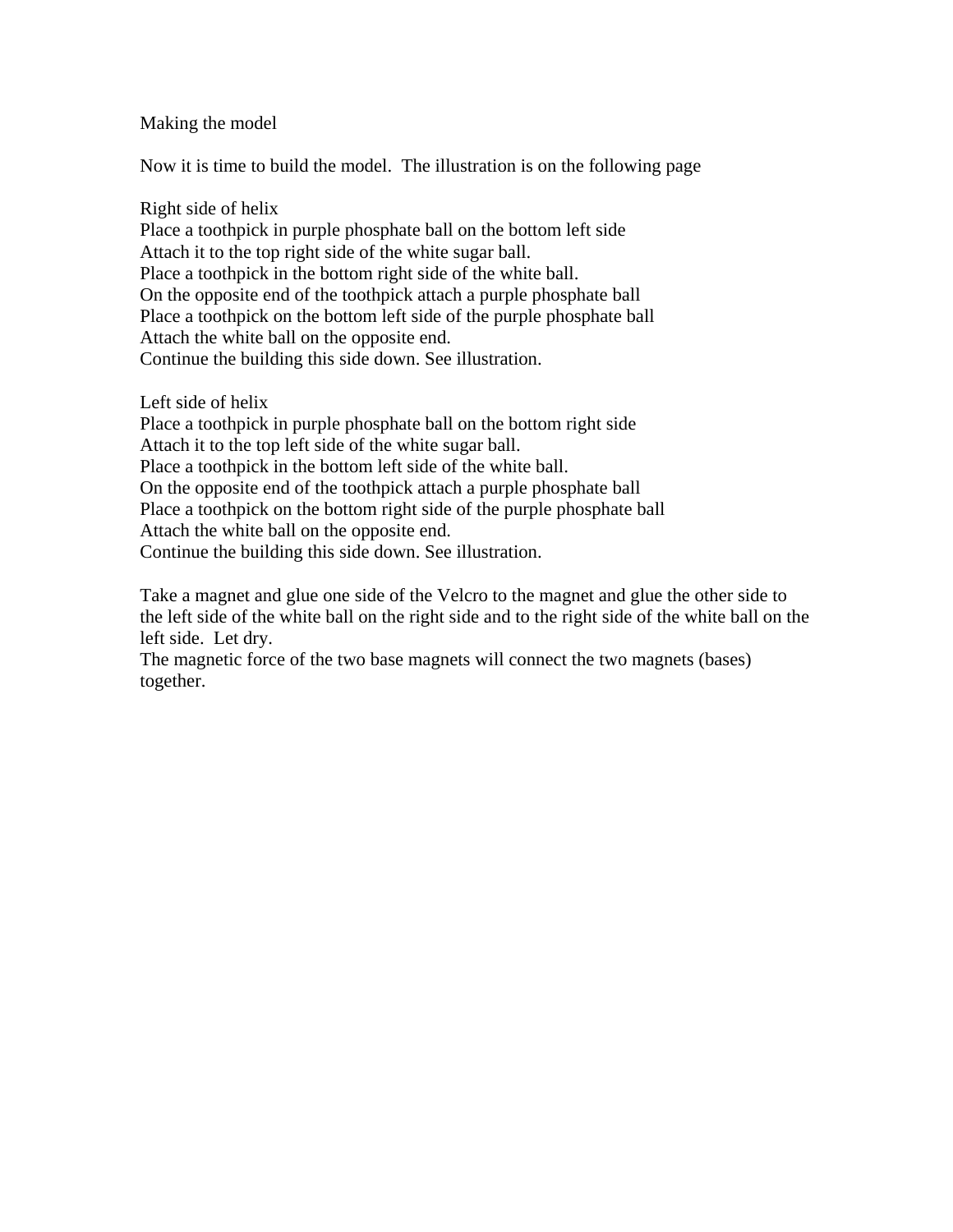## Making the model

Now it is time to build the model. The illustration is on the following page

### Right side of helix

Place a toothpick in purple phosphate ball on the bottom left side
Attach it to the top right side of the white sugar ball.
Place a toothpick in the bottom right side of the white ball.
On the opposite end of the toothpick attach a purple phosphate ball
Place a toothpick on the bottom left side of the purple phosphate ball
Attach the white ball on the opposite end.
Continue the building this side down. See illustration.

### Left side of helix

Place a toothpick in purple phosphate ball on the bottom right side
Attach it to the top left side of the white sugar ball.
Place a toothpick in the bottom left side of the white ball.
On the opposite end of the toothpick attach a purple phosphate ball
Place a toothpick on the bottom right side of the purple phosphate ball
Attach the white ball on the opposite end.
Continue the building this side down. See illustration.

Take a magnet and glue one side of the Velcro to the magnet and glue the other side to the left side of the white ball on the right side and to the right side of the white ball on the left side. Let dry.
The magnetic force of the two base magnets will connect the two magnets (bases) together.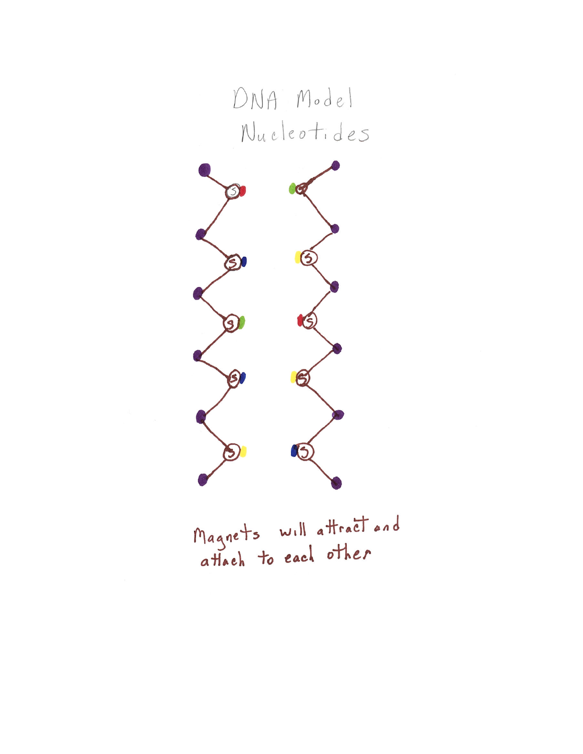DNA Model
Nucleotides

Magnets will attract and attach to each other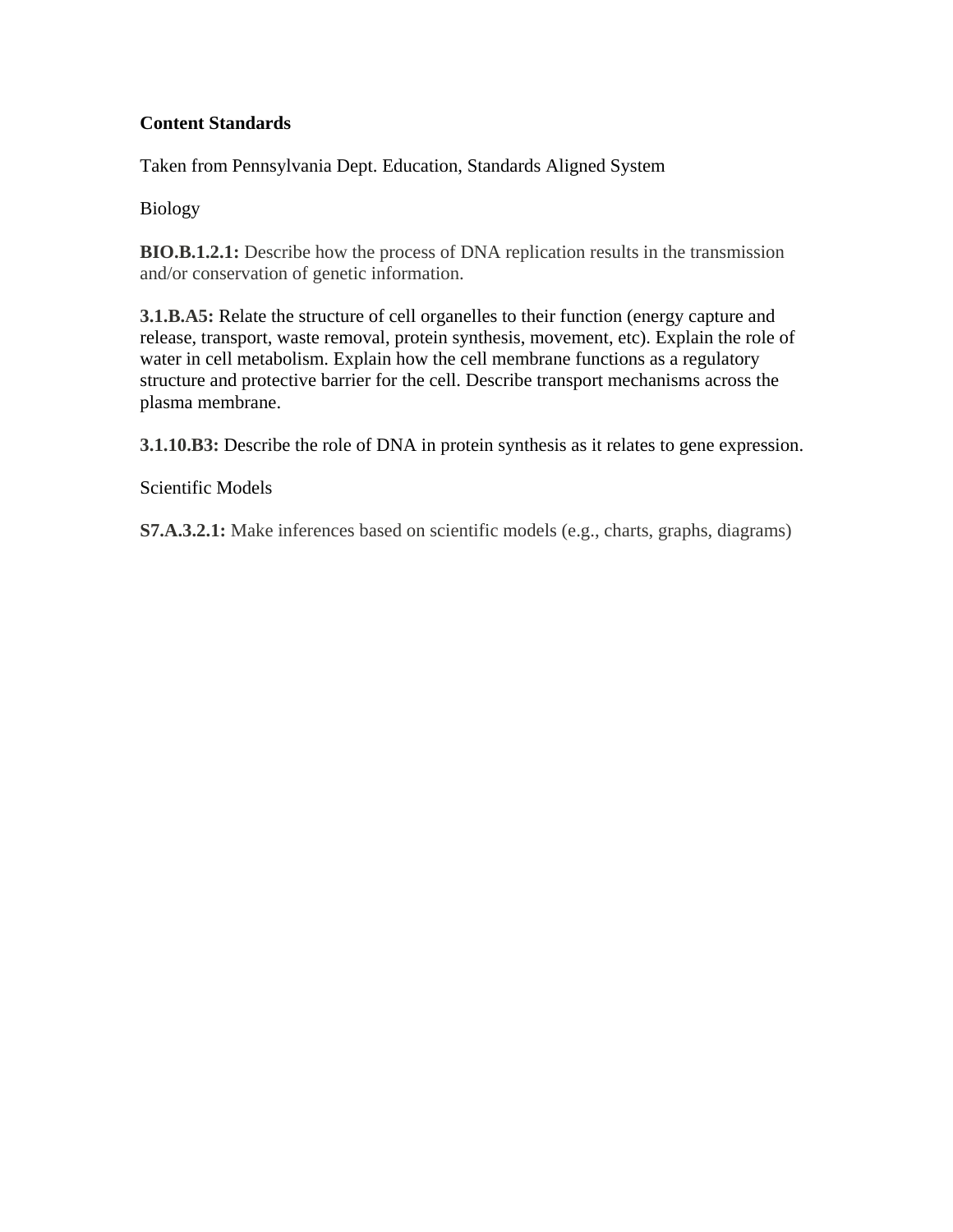**Content Standards**

Taken from Pennsylvania Dept. Education, Standards Aligned System

Biology

**BIO.B.1.2.1:** Describe how the process of DNA replication results in the transmission and/or conservation of genetic information.

**3.1.B.A5:** Relate the structure of cell organelles to their function (energy capture and release, transport, waste removal, protein synthesis, movement, etc). Explain the role of water in cell metabolism. Explain how the cell membrane functions as a regulatory structure and protective barrier for the cell. Describe transport mechanisms across the plasma membrane.

**3.1.10.B3:** Describe the role of DNA in protein synthesis as it relates to gene expression.

Scientific Models

**S7.A.3.2.1:** Make inferences based on scientific models (e.g., charts, graphs, diagrams)